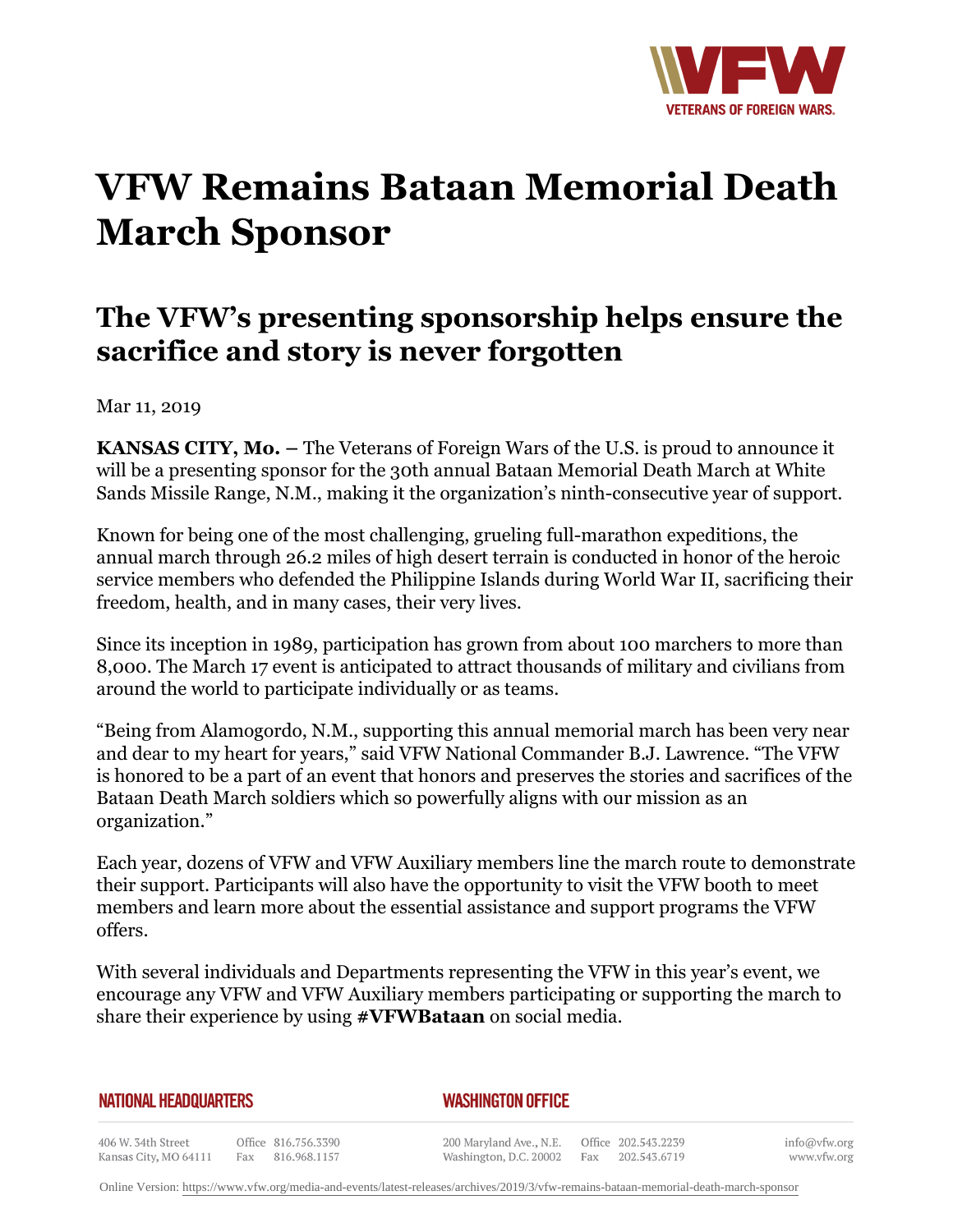# VFW Remains Bataan Memorial Death March Sponsor

## The VFW's presenting sponsorship helps ensure the sacrifice and story is never forgotten

Mar 11, 2019

**KANSAS CITY, Mo.** – The Veterans of Foreign Wars of the U.S. is proud to announce it will be a presenting sponsor for the 30th annual Bataan Memorial Death March at White Sands Missile Range, N.M., making it the organization's ninth-consecutive year of support.

Known for being one of the most challenging, grueling full-marathon expeditions, the annual march through 26.2 miles of high desert terrain is conducted in honor of the heroic service members who defended the Philippine Islands during World War II, sacrificing their freedom, health, and in many cases, their very lives.

Since its inception in 1989, participation has grown from about 100 marchers to more than 8,000. The March 17 event is anticipated to attract thousands of military and civilians from around the world to participate individually or as teams.

"Being from Alamogordo, N.M., supporting this annual memorial march has been very near and dear to my heart for years," said VFW National Commander B.J. Lawrence. "The VFW is honored to be a part of an event that honors and preserves the stories and sacrifices of the Bataan Death March soldiers which so powerfully aligns with our mission as an organization."

Each year, dozens of VFW and VFW Auxiliary members line the march route to demonstrate their support. Participants will also have the opportunity to visit the VFW booth to meet members and learn more about the essential assistance and support programs the VFW offers.

With several individuals and Departments representing the VFW in this year's event, we encourage any VFW and VFW Auxiliary members participating or supporting the march to share their experience by using **#VFWBataan** on social media.